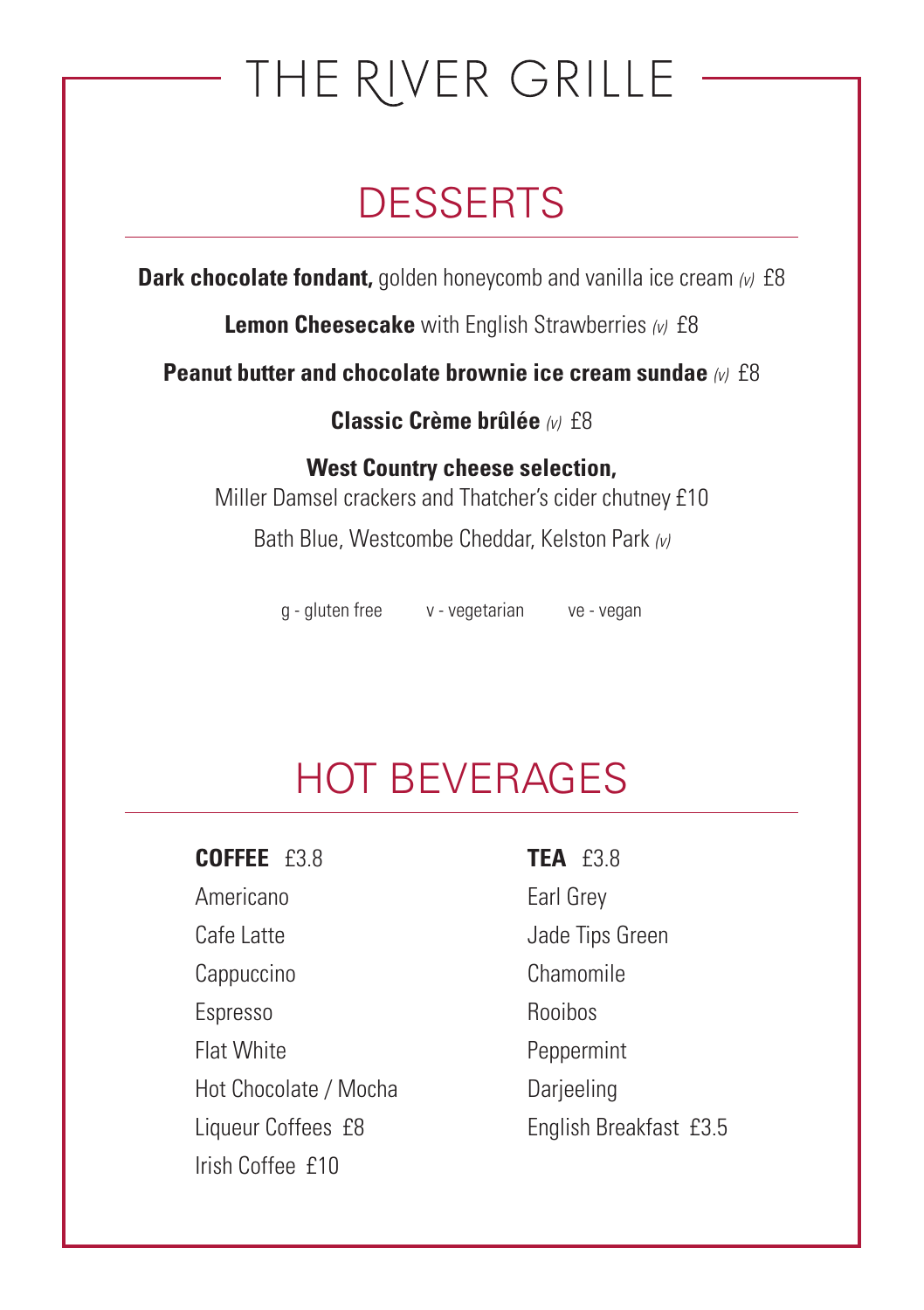# THE RIVER GRILLE

## DESSERTS

**Dark chocolate fondant,** golden honeycomb and vanilla ice cream *(v)* £8

**Lemon Cheesecake** with English Strawberries *(v)* £8

**Peanut butter and chocolate brownie ice cream sundae** *(v)* £8

**Classic Crème brûlée** *(v)* £8

**West Country cheese selection,**
Miller Damsel crackers and Thatcher's cider chutney £10
Bath Blue, Westcombe Cheddar, Kelston Park *(v)*

g - gluten free v - vegetarian ve - vegan

## HOT BEVERAGES

**COFFEE** £3.8

- Americano
- Cafe Latte
- Cappuccino
- Espresso
- Flat White
- Hot Chocolate / Mocha
- Liqueur Coffees £8
- Irish Coffee £10

**TEA** £3.8

- Earl Grey
- Jade Tips Green
- Chamomile
- Rooibos
- Peppermint
- Darjeeling
- English Breakfast £3.5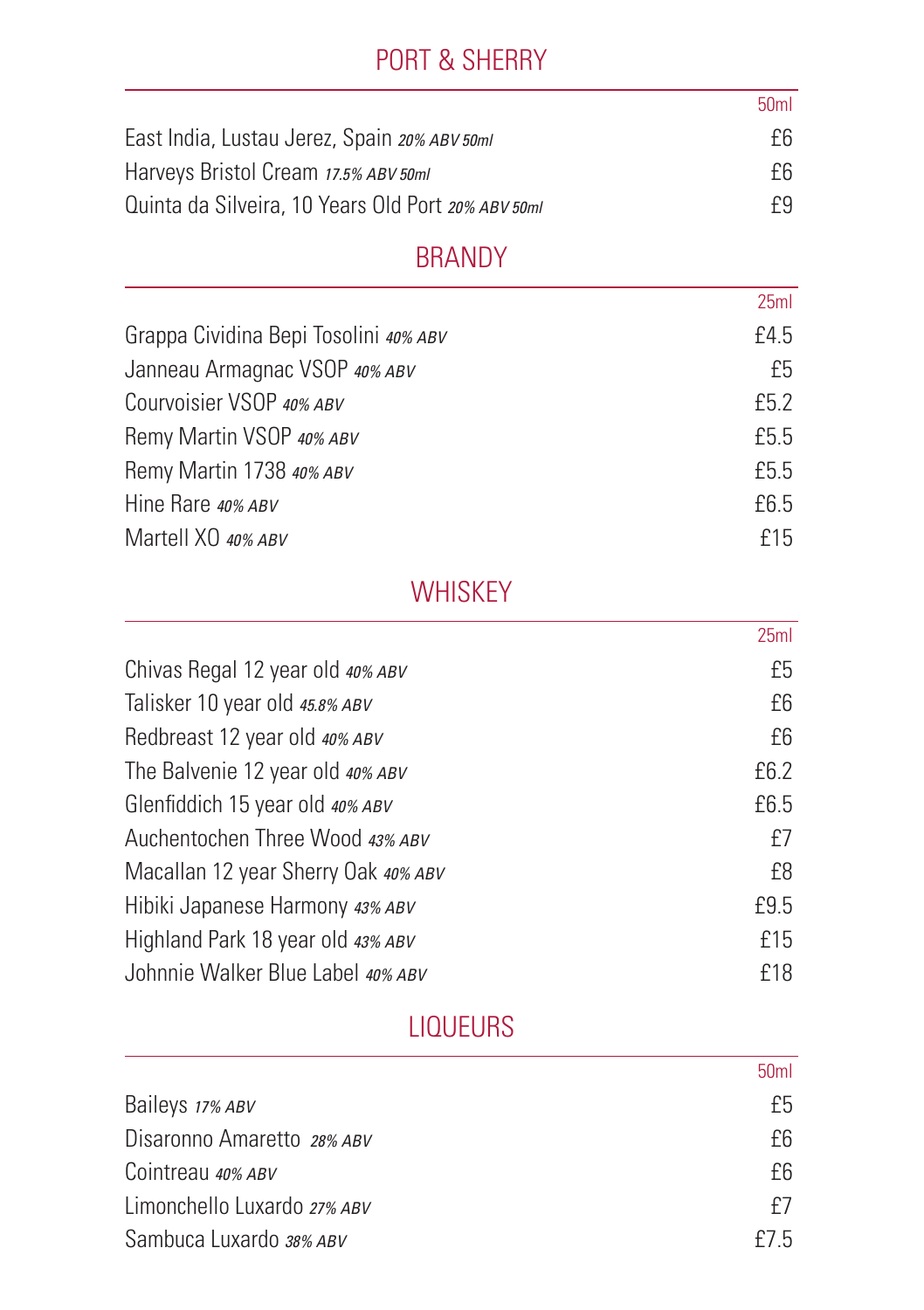## PORT & SHERRY

| | 50ml |
|---|---|
| East India, Lustau Jerez, Spain *20% ABV 50ml* | £6 |
| Harveys Bristol Cream *17.5% ABV 50ml* | £6 |
| Quinta da Silveira, 10 Years Old Port *20% ABV 50ml* | £9 |

## BRANDY

| | 25ml |
|---|---|
| Grappa Cividina Bepi Tosolini *40% ABV* | £4.5 |
| Janneau Armagnac VSOP *40% ABV* | £5 |
| Courvoisier VSOP *40% ABV* | £5.2 |
| Remy Martin VSOP *40% ABV* | £5.5 |
| Remy Martin 1738 *40% ABV* | £5.5 |
| Hine Rare *40% ABV* | £6.5 |
| Martell XO *40% ABV* | £15 |

## WHISKEY

| | 25ml |
|---|---|
| Chivas Regal 12 year old *40% ABV* | £5 |
| Talisker 10 year old *45.8% ABV* | £6 |
| Redbreast 12 year old *40% ABV* | £6 |
| The Balvenie 12 year old *40% ABV* | £6.2 |
| Glenfiddich 15 year old *40% ABV* | £6.5 |
| Auchentochen Three Wood *43% ABV* | £7 |
| Macallan 12 year Sherry Oak *40% ABV* | £8 |
| Hibiki Japanese Harmony *43% ABV* | £9.5 |
| Highland Park 18 year old *43% ABV* | £15 |
| Johnnie Walker Blue Label *40% ABV* | £18 |

## LIQUEURS

| | 50ml |
|---|---|
| Baileys *17% ABV* | £5 |
| Disaronno Amaretto *28% ABV* | £6 |
| Cointreau *40% ABV* | £6 |
| Limonchello Luxardo *27% ABV* | £7 |
| Sambuca Luxardo *38% ABV* | £7.5 |